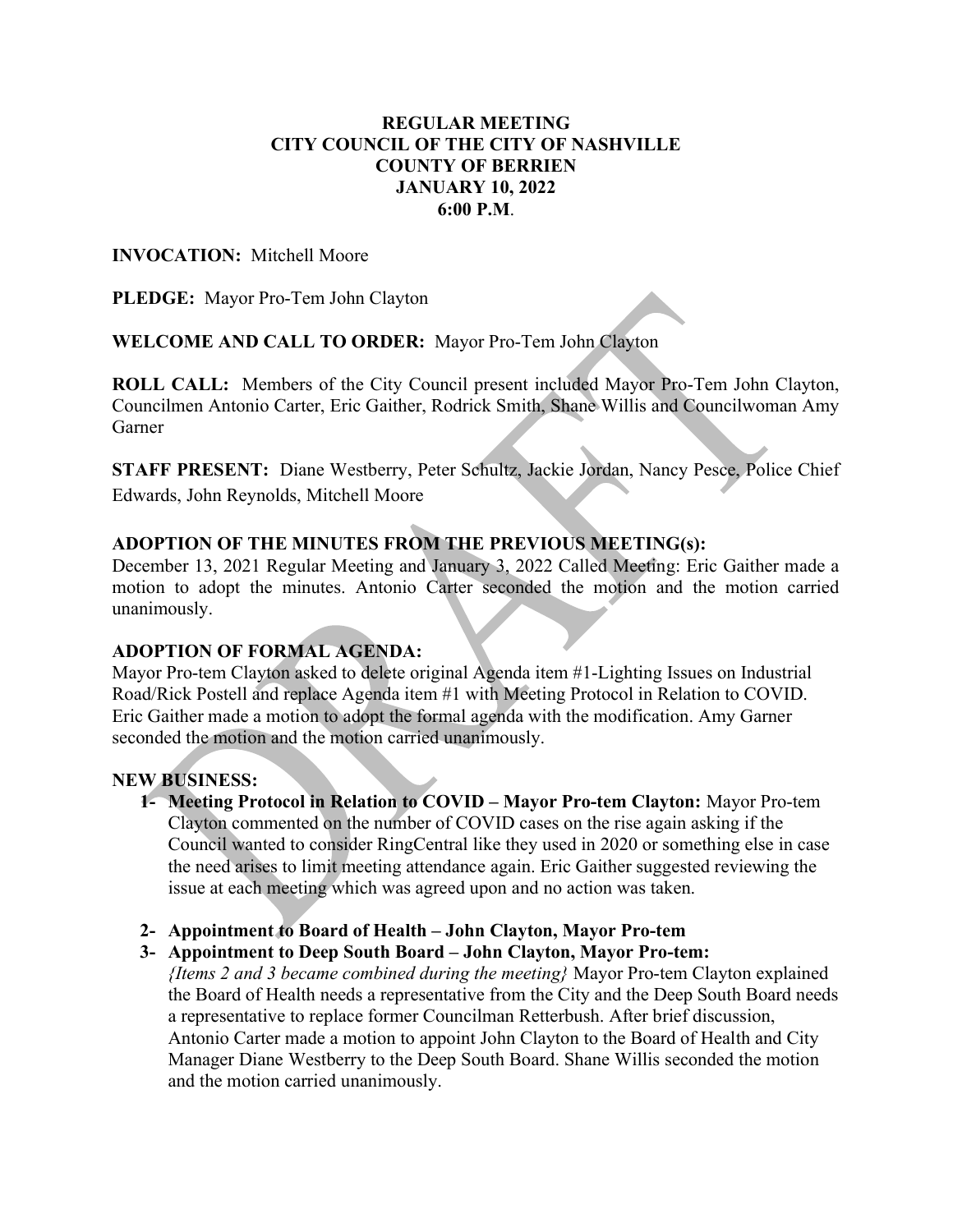**REGULAR MEETING**
**CITY COUNCIL OF THE CITY OF NASHVILLE**
**COUNTY OF BERRIEN**
**JANUARY 10, 2022**
**6:00 P.M**.

**INVOCATION:** Mitchell Moore

**PLEDGE:** Mayor Pro-Tem John Clayton

**WELCOME AND CALL TO ORDER:** Mayor Pro-Tem John Clayton

**ROLL CALL:** Members of the City Council present included Mayor Pro-Tem John Clayton, Councilmen Antonio Carter, Eric Gaither, Rodrick Smith, Shane Willis and Councilwoman Amy Garner

**STAFF PRESENT:** Diane Westberry, Peter Schultz, Jackie Jordan, Nancy Pesce, Police Chief Edwards, John Reynolds, Mitchell Moore

**ADOPTION OF THE MINUTES FROM THE PREVIOUS MEETING(s):**

December 13, 2021 Regular Meeting and January 3, 2022 Called Meeting: Eric Gaither made a motion to adopt the minutes. Antonio Carter seconded the motion and the motion carried unanimously.

**ADOPTION OF FORMAL AGENDA:**

Mayor Pro-tem Clayton asked to delete original Agenda item #1-Lighting Issues on Industrial Road/Rick Postell and replace Agenda item #1 with Meeting Protocol in Relation to COVID. Eric Gaither made a motion to adopt the formal agenda with the modification. Amy Garner seconded the motion and the motion carried unanimously.

**NEW BUSINESS:**

1- **Meeting Protocol in Relation to COVID – Mayor Pro-tem Clayton:** Mayor Pro-tem Clayton commented on the number of COVID cases on the rise again asking if the Council wanted to consider RingCentral like they used in 2020 or something else in case the need arises to limit meeting attendance again. Eric Gaither suggested reviewing the issue at each meeting which was agreed upon and no action was taken.

2- **Appointment to Board of Health – John Clayton, Mayor Pro-tem**

3- **Appointment to Deep South Board – John Clayton, Mayor Pro-tem:** *{Items 2 and 3 became combined during the meeting}* Mayor Pro-tem Clayton explained the Board of Health needs a representative from the City and the Deep South Board needs a representative to replace former Councilman Retterbush. After brief discussion, Antonio Carter made a motion to appoint John Clayton to the Board of Health and City Manager Diane Westberry to the Deep South Board. Shane Willis seconded the motion and the motion carried unanimously.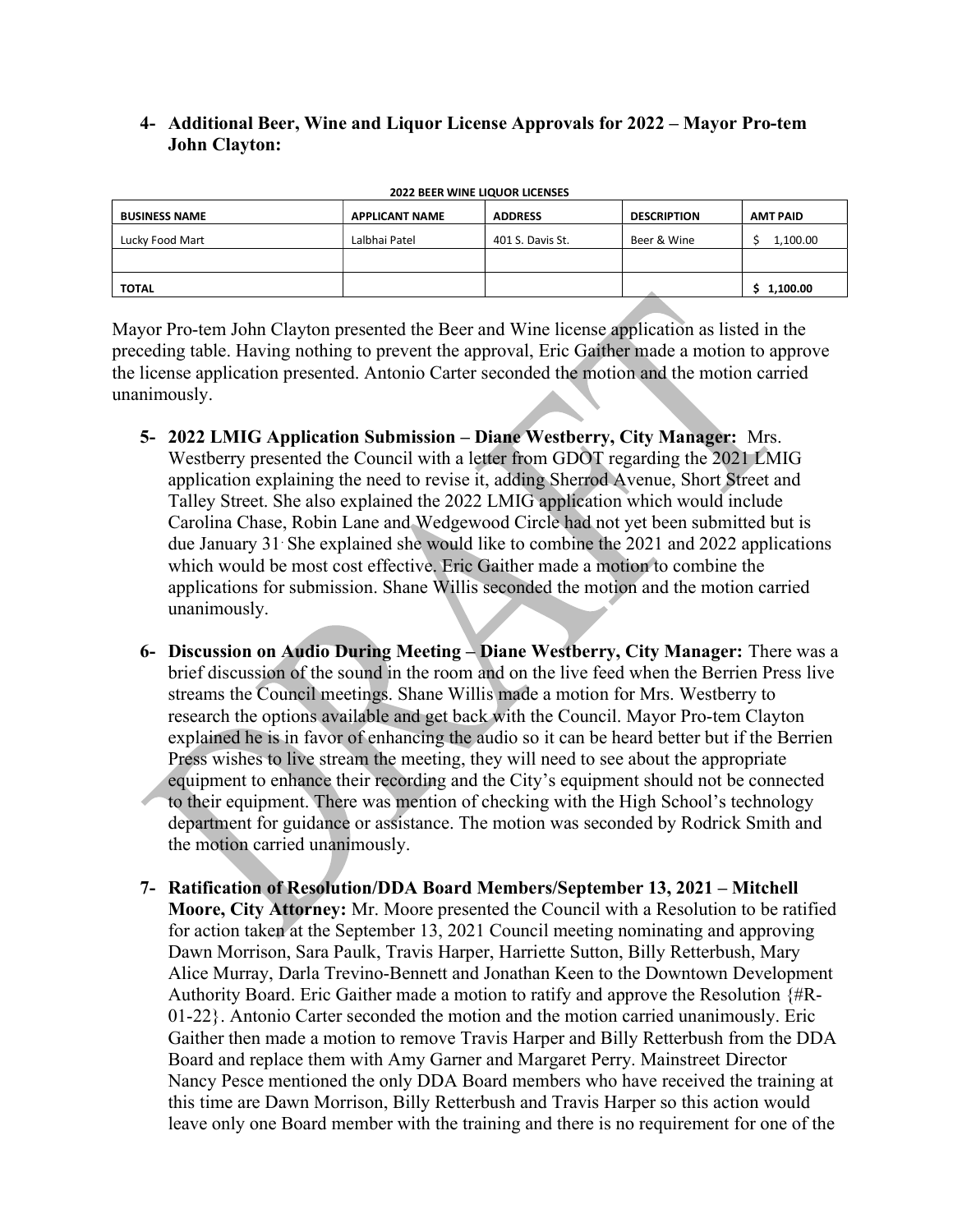4- **Additional Beer, Wine and Liquor License Approvals for 2022 – Mayor Pro-tem John Clayton:**

**2022 BEER WINE LIQUOR LICENSES**

| BUSINESS NAME | APPLICANT NAME | ADDRESS | DESCRIPTION | AMT PAID |
|---|---|---|---|---|
| Lucky Food Mart | Lalbhai Patel | 401 S. Davis St. | Beer & Wine | $ 1,100.00 |
| | | | | |
| **TOTAL** | | | | **$ 1,100.00** |

Mayor Pro-tem John Clayton presented the Beer and Wine license application as listed in the preceding table. Having nothing to prevent the approval, Eric Gaither made a motion to approve the license application presented. Antonio Carter seconded the motion and the motion carried unanimously.

5- **2022 LMIG Application Submission – Diane Westberry, City Manager:** Mrs. Westberry presented the Council with a letter from GDOT regarding the 2021 LMIG application explaining the need to revise it, adding Sherrod Avenue, Short Street and Talley Street. She also explained the 2022 LMIG application which would include Carolina Chase, Robin Lane and Wedgewood Circle had not yet been submitted but is due January 31. She explained she would like to combine the 2021 and 2022 applications which would be most cost effective. Eric Gaither made a motion to combine the applications for submission. Shane Willis seconded the motion and the motion carried unanimously.

6- **Discussion on Audio During Meeting – Diane Westberry, City Manager:** There was a brief discussion of the sound in the room and on the live feed when the Berrien Press live streams the Council meetings. Shane Willis made a motion for Mrs. Westberry to research the options available and get back with the Council. Mayor Pro-tem Clayton explained he is in favor of enhancing the audio so it can be heard better but if the Berrien Press wishes to live stream the meeting, they will need to see about the appropriate equipment to enhance their recording and the City's equipment should not be connected to their equipment. There was mention of checking with the High School's technology department for guidance or assistance. The motion was seconded by Rodrick Smith and the motion carried unanimously.

7- **Ratification of Resolution/DDA Board Members/September 13, 2021 – Mitchell Moore, City Attorney:** Mr. Moore presented the Council with a Resolution to be ratified for action taken at the September 13, 2021 Council meeting nominating and approving Dawn Morrison, Sara Paulk, Travis Harper, Harriette Sutton, Billy Retterbush, Mary Alice Murray, Darla Trevino-Bennett and Jonathan Keen to the Downtown Development Authority Board. Eric Gaither made a motion to ratify and approve the Resolution {#R-01-22}. Antonio Carter seconded the motion and the motion carried unanimously. Eric Gaither then made a motion to remove Travis Harper and Billy Retterbush from the DDA Board and replace them with Amy Garner and Margaret Perry. Mainstreet Director Nancy Pesce mentioned the only DDA Board members who have received the training at this time are Dawn Morrison, Billy Retterbush and Travis Harper so this action would leave only one Board member with the training and there is no requirement for one of the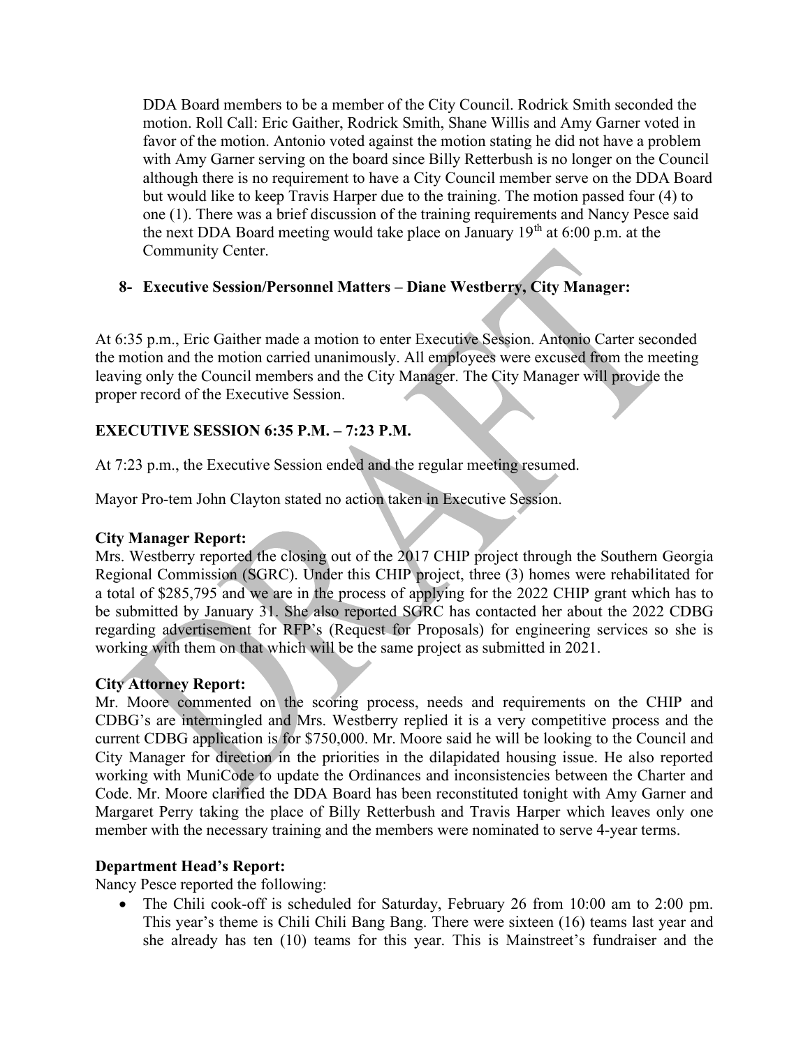DDA Board members to be a member of the City Council. Rodrick Smith seconded the motion. Roll Call: Eric Gaither, Rodrick Smith, Shane Willis and Amy Garner voted in favor of the motion. Antonio voted against the motion stating he did not have a problem with Amy Garner serving on the board since Billy Retterbush is no longer on the Council although there is no requirement to have a City Council member serve on the DDA Board but would like to keep Travis Harper due to the training. The motion passed four (4) to one (1). There was a brief discussion of the training requirements and Nancy Pesce said the next DDA Board meeting would take place on January 19th at 6:00 p.m. at the Community Center.

**8- Executive Session/Personnel Matters – Diane Westberry, City Manager:**

At 6:35 p.m., Eric Gaither made a motion to enter Executive Session. Antonio Carter seconded the motion and the motion carried unanimously. All employees were excused from the meeting leaving only the Council members and the City Manager. The City Manager will provide the proper record of the Executive Session.

**EXECUTIVE SESSION 6:35 P.M. – 7:23 P.M.**

At 7:23 p.m., the Executive Session ended and the regular meeting resumed.

Mayor Pro-tem John Clayton stated no action taken in Executive Session.

**City Manager Report:**

Mrs. Westberry reported the closing out of the 2017 CHIP project through the Southern Georgia Regional Commission (SGRC). Under this CHIP project, three (3) homes were rehabilitated for a total of $285,795 and we are in the process of applying for the 2022 CHIP grant which has to be submitted by January 31. She also reported SGRC has contacted her about the 2022 CDBG regarding advertisement for RFP's (Request for Proposals) for engineering services so she is working with them on that which will be the same project as submitted in 2021.

**City Attorney Report:**

Mr. Moore commented on the scoring process, needs and requirements on the CHIP and CDBG's are intermingled and Mrs. Westberry replied it is a very competitive process and the current CDBG application is for $750,000. Mr. Moore said he will be looking to the Council and City Manager for direction in the priorities in the dilapidated housing issue. He also reported working with MuniCode to update the Ordinances and inconsistencies between the Charter and Code. Mr. Moore clarified the DDA Board has been reconstituted tonight with Amy Garner and Margaret Perry taking the place of Billy Retterbush and Travis Harper which leaves only one member with the necessary training and the members were nominated to serve 4-year terms.

**Department Head's Report:**

Nancy Pesce reported the following:

- The Chili cook-off is scheduled for Saturday, February 26 from 10:00 am to 2:00 pm. This year's theme is Chili Chili Bang Bang. There were sixteen (16) teams last year and she already has ten (10) teams for this year. This is Mainstreet's fundraiser and the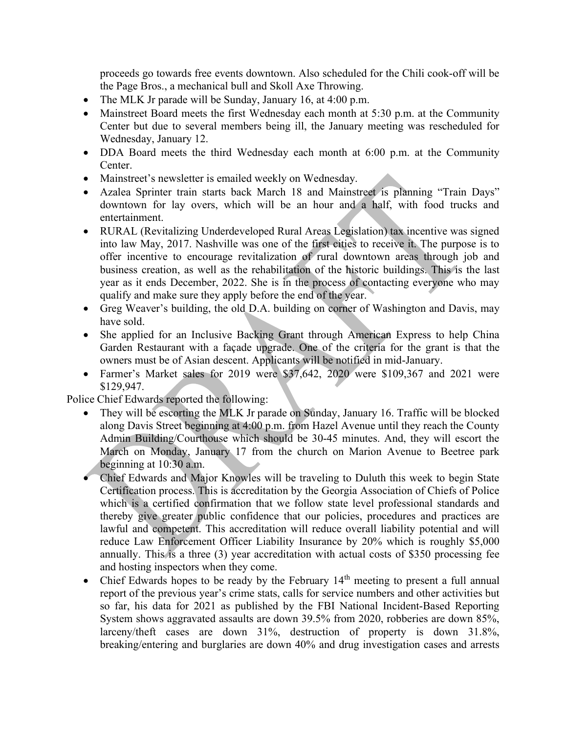proceeds go towards free events downtown. Also scheduled for the Chili cook-off will be the Page Bros., a mechanical bull and Skoll Axe Throwing.

- The MLK Jr parade will be Sunday, January 16, at 4:00 p.m.
- Mainstreet Board meets the first Wednesday each month at 5:30 p.m. at the Community Center but due to several members being ill, the January meeting was rescheduled for Wednesday, January 12.
- DDA Board meets the third Wednesday each month at 6:00 p.m. at the Community Center.
- Mainstreet's newsletter is emailed weekly on Wednesday.
- Azalea Sprinter train starts back March 18 and Mainstreet is planning "Train Days" downtown for lay overs, which will be an hour and a half, with food trucks and entertainment.
- RURAL (Revitalizing Underdeveloped Rural Areas Legislation) tax incentive was signed into law May, 2017. Nashville was one of the first cities to receive it. The purpose is to offer incentive to encourage revitalization of rural downtown areas through job and business creation, as well as the rehabilitation of the historic buildings. This is the last year as it ends December, 2022. She is in the process of contacting everyone who may qualify and make sure they apply before the end of the year.
- Greg Weaver's building, the old D.A. building on corner of Washington and Davis, may have sold.
- She applied for an Inclusive Backing Grant through American Express to help China Garden Restaurant with a façade upgrade. One of the criteria for the grant is that the owners must be of Asian descent. Applicants will be notified in mid-January.
- Farmer's Market sales for 2019 were $37,642, 2020 were $109,367 and 2021 were $129,947.

Police Chief Edwards reported the following:

- They will be escorting the MLK Jr parade on Sunday, January 16. Traffic will be blocked along Davis Street beginning at 4:00 p.m. from Hazel Avenue until they reach the County Admin Building/Courthouse which should be 30-45 minutes. And, they will escort the March on Monday, January 17 from the church on Marion Avenue to Beetree park beginning at 10:30 a.m.
- Chief Edwards and Major Knowles will be traveling to Duluth this week to begin State Certification process. This is accreditation by the Georgia Association of Chiefs of Police which is a certified confirmation that we follow state level professional standards and thereby give greater public confidence that our policies, procedures and practices are lawful and competent. This accreditation will reduce overall liability potential and will reduce Law Enforcement Officer Liability Insurance by 20% which is roughly $5,000 annually. This is a three (3) year accreditation with actual costs of $350 processing fee and hosting inspectors when they come.
- Chief Edwards hopes to be ready by the February 14th meeting to present a full annual report of the previous year's crime stats, calls for service numbers and other activities but so far, his data for 2021 as published by the FBI National Incident-Based Reporting System shows aggravated assaults are down 39.5% from 2020, robberies are down 85%, larceny/theft cases are down 31%, destruction of property is down 31.8%, breaking/entering and burglaries are down 40% and drug investigation cases and arrests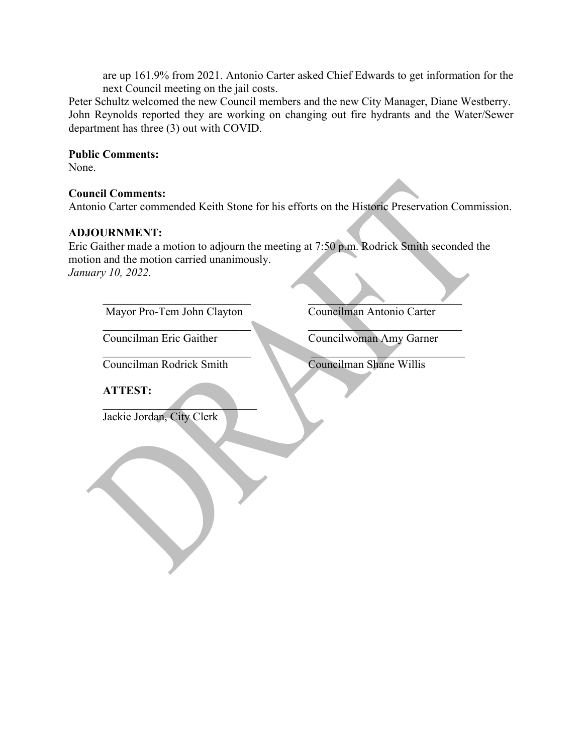are up 161.9% from 2021. Antonio Carter asked Chief Edwards to get information for the next Council meeting on the jail costs.

Peter Schultz welcomed the new Council members and the new City Manager, Diane Westberry.

John Reynolds reported they are working on changing out fire hydrants and the Water/Sewer department has three (3) out with COVID.

**Public Comments:**

None.

**Council Comments:**

Antonio Carter commended Keith Stone for his efforts on the Historic Preservation Commission.

**ADJOURNMENT:**

Eric Gaither made a motion to adjourn the meeting at 7:50 p.m. Rodrick Smith seconded the motion and the motion carried unanimously.

*January 10, 2022.*

| | |
|---|---|
| Mayor Pro-Tem John Clayton | Councilman Antonio Carter |
| Councilman Eric Gaither | Councilwoman Amy Garner |
| Councilman Rodrick Smith | Councilman Shane Willis |

**ATTEST:**

Jackie Jordan, City Clerk

DRAFT